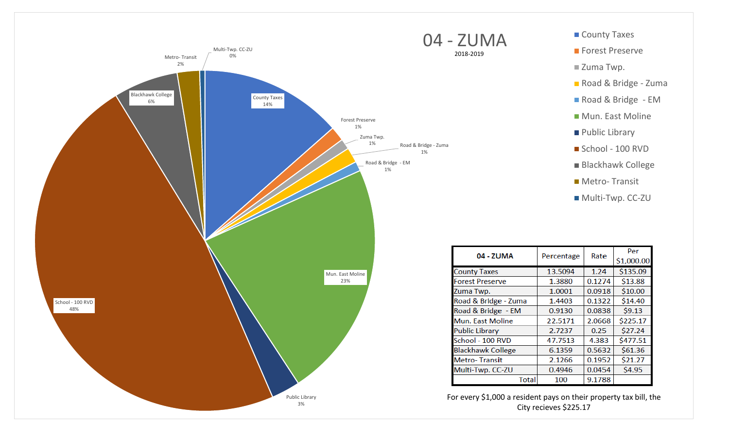# 04 - ZUMA

2018-2019

| 04 - ZUMA | Percentage | Rate | Per $1,000.00 |
|---|---|---|---|
| County Taxes | 13.5094 | 1.24 | $135.09 |
| Forest Preserve | 1.3880 | 0.1274 | $13.88 |
| Zuma Twp. | 1.0001 | 0.0918 | $10.00 |
| Road & Bridge - Zuma | 1.4403 | 0.1322 | $14.40 |
| Road & Bridge - EM | 0.9130 | 0.0838 | $9.13 |
| Mun. East Moline | 22.5171 | 2.0668 | $225.17 |
| Public Library | 2.7237 | 0.25 | $27.24 |
| School - 100 RVD | 47.7513 | 4.383 | $477.51 |
| Blackhawk College | 6.1359 | 0.5632 | $61.36 |
| Metro- Transit | 2.1266 | 0.1952 | $21.27 |
| Multi-Twp. CC-ZU | 0.4946 | 0.0454 | $4.95 |
| Total | 100 | 9.1788 | |

For every $1,000 a resident pays on their property tax bill, the City recieves $225.17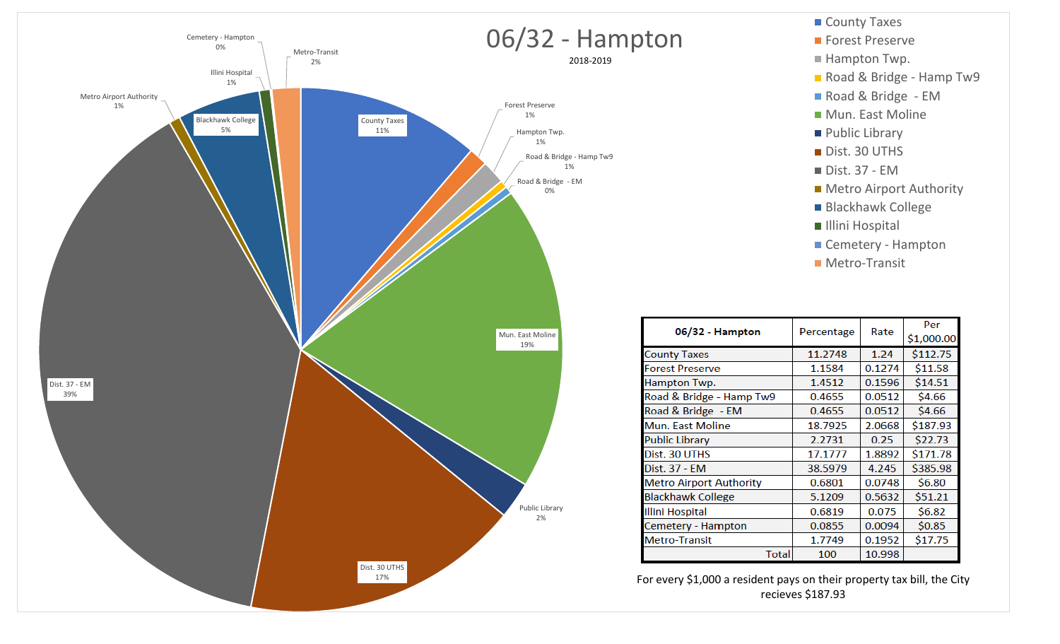# 06/32 - Hampton

2018-2019

| 06/32 - Hampton | Percentage | Rate | Per $1,000.00 |
|---|---|---|---|
| County Taxes | 11.2748 | 1.24 | $112.75 |
| Forest Preserve | 1.1584 | 0.1274 | $11.58 |
| Hampton Twp. | 1.4512 | 0.1596 | $14.51 |
| Road & Bridge - Hamp Tw9 | 0.4655 | 0.0512 | $4.66 |
| Road & Bridge - EM | 0.4655 | 0.0512 | $4.66 |
| Mun. East Moline | 18.7925 | 2.0668 | $187.93 |
| Public Library | 2.2731 | 0.25 | $22.73 |
| Dist. 30 UTHS | 17.1777 | 1.8892 | $171.78 |
| Dist. 37 - EM | 38.5979 | 4.245 | $385.98 |
| Metro Airport Authority | 0.6801 | 0.0748 | $6.80 |
| Blackhawk College | 5.1209 | 0.5632 | $51.21 |
| Illini Hospital | 0.6819 | 0.075 | $6.82 |
| Cemetery - Hampton | 0.0855 | 0.0094 | $0.85 |
| Metro-Transit | 1.7749 | 0.1952 | $17.75 |
| Total | 100 | 10.998 | |

For every $1,000 a resident pays on their property tax bill, the City recieves $187.93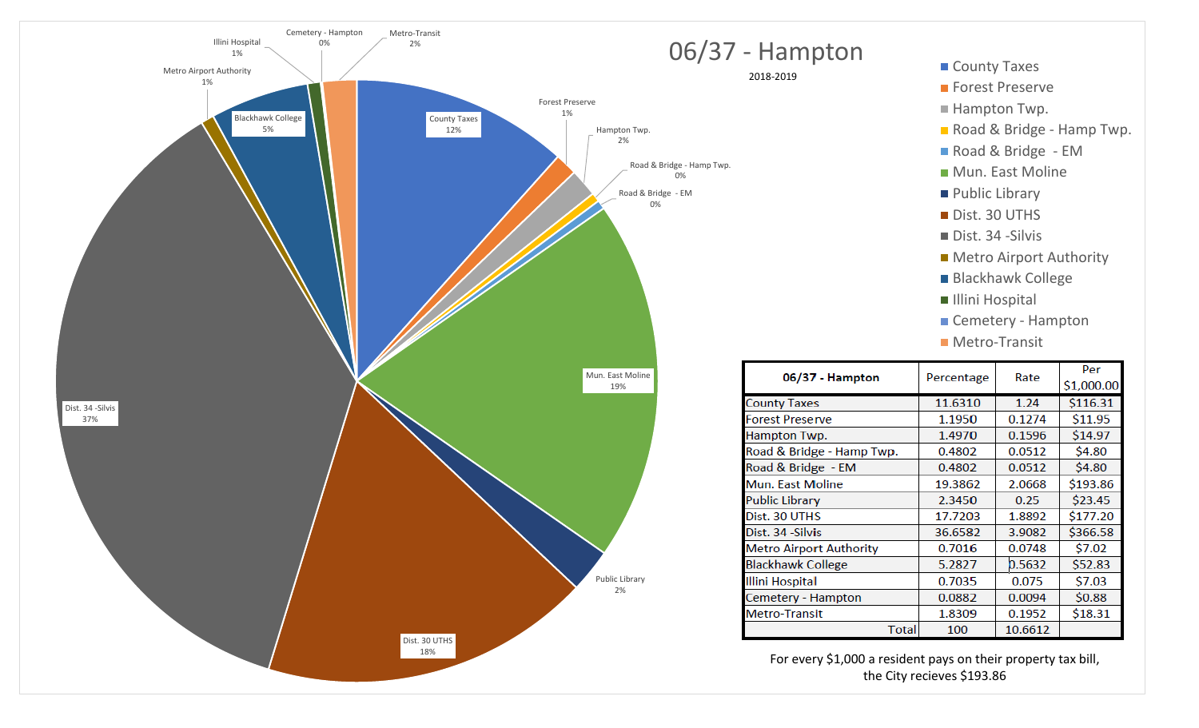# 06/37 - Hampton

2018-2019

| 06/37 - Hampton | Percentage | Rate | Per $1,000.00 |
|---|---|---|---|
| County Taxes | 11.6310 | 1.24 | $116.31 |
| Forest Preserve | 1.1950 | 0.1274 | $11.95 |
| Hampton Twp. | 1.4970 | 0.1596 | $14.97 |
| Road & Bridge - Hamp Twp. | 0.4802 | 0.0512 | $4.80 |
| Road & Bridge - EM | 0.4802 | 0.0512 | $4.80 |
| Mun. East Moline | 19.3862 | 2.0668 | $193.86 |
| Public Library | 2.3450 | 0.25 | $23.45 |
| Dist. 30 UTHS | 17.7203 | 1.8892 | $177.20 |
| Dist. 34 -Silvis | 36.6582 | 3.9082 | $366.58 |
| Metro Airport Authority | 0.7016 | 0.0748 | $7.02 |
| Blackhawk College | 5.2827 | 0.5632 | $52.83 |
| Illini Hospital | 0.7035 | 0.075 | $7.03 |
| Cemetery - Hampton | 0.0882 | 0.0094 | $0.88 |
| Metro-Transit | 1.8309 | 0.1952 | $18.31 |
| Total | 100 | 10.6612 | |

For every $1,000 a resident pays on their property tax bill, the City recieves $193.86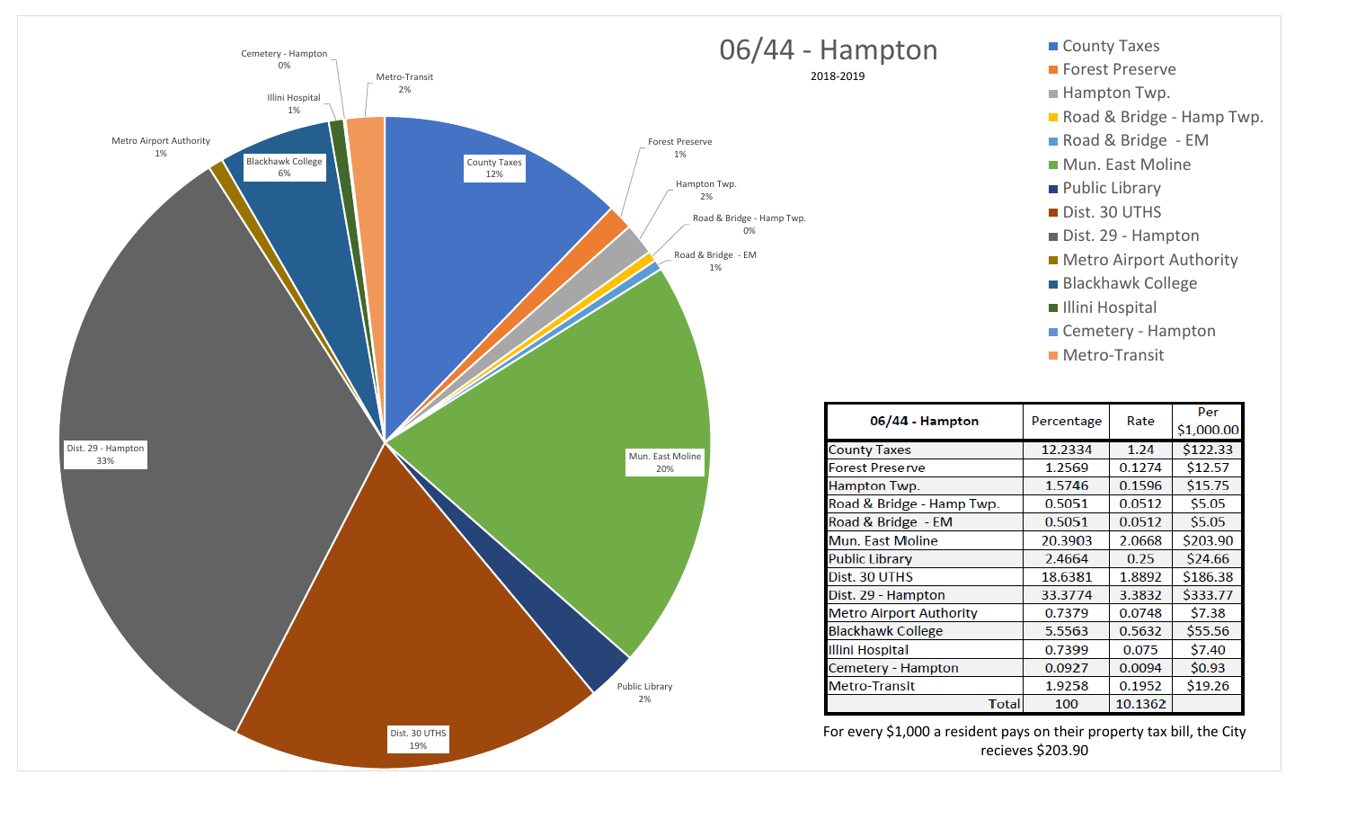# 06/44 - Hampton

2018-2019

| 06/44 - Hampton | Percentage | Rate | Per $1,000.00 |
|---|---|---|---|
| County Taxes | 12.2334 | 1.24 | $122.33 |
| Forest Preserve | 1.2569 | 0.1274 | $12.57 |
| Hampton Twp. | 1.5746 | 0.1596 | $15.75 |
| Road & Bridge - Hamp Twp. | 0.5051 | 0.0512 | $5.05 |
| Road & Bridge - EM | 0.5051 | 0.0512 | $5.05 |
| Mun. East Moline | 20.3903 | 2.0668 | $203.90 |
| Public Library | 2.4664 | 0.25 | $24.66 |
| Dist. 30 UTHS | 18.6381 | 1.8892 | $186.38 |
| Dist. 29 - Hampton | 33.3774 | 3.3832 | $333.77 |
| Metro Airport Authority | 0.7379 | 0.0748 | $7.38 |
| Blackhawk College | 5.5563 | 0.5632 | $55.56 |
| Illini Hospital | 0.7399 | 0.075 | $7.40 |
| Cemetery - Hampton | 0.0927 | 0.0094 | $0.93 |
| Metro-Transit | 1.9258 | 0.1952 | $19.26 |
| Total | 100 | 10.1362 | |

For every $1,000 a resident pays on their property tax bill, the City recieves $203.90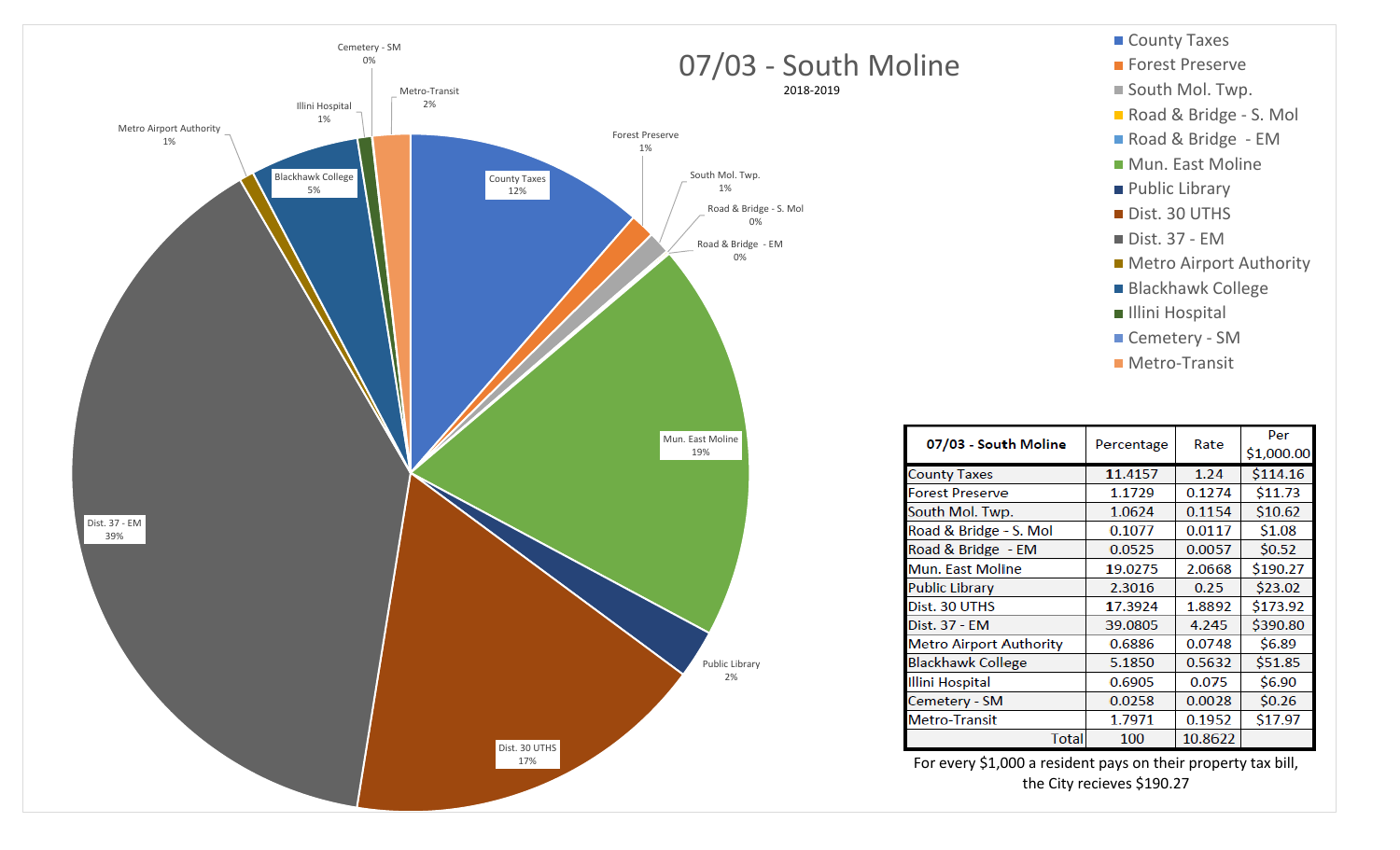# 07/03 - South Moline

2018-2019

| 07/03 - South Moline | Percentage | Rate | Per $1,000.00 |
|---|---|---|---|
| County Taxes | 11.4157 | 1.24 | $114.16 |
| Forest Preserve | 1.1729 | 0.1274 | $11.73 |
| South Mol. Twp. | 1.0624 | 0.1154 | $10.62 |
| Road & Bridge - S. Mol | 0.1077 | 0.0117 | $1.08 |
| Road & Bridge - EM | 0.0525 | 0.0057 | $0.52 |
| Mun. East Moline | 19.0275 | 2.0668 | $190.27 |
| Public Library | 2.3016 | 0.25 | $23.02 |
| Dist. 30 UTHS | 17.3924 | 1.8892 | $173.92 |
| Dist. 37 - EM | 39.0805 | 4.245 | $390.80 |
| Metro Airport Authority | 0.6886 | 0.0748 | $6.89 |
| Blackhawk College | 5.1850 | 0.5632 | $51.85 |
| Illini Hospital | 0.6905 | 0.075 | $6.90 |
| Cemetery - SM | 0.0258 | 0.0028 | $0.26 |
| Metro-Transit | 1.7971 | 0.1952 | $17.97 |
| Total | 100 | 10.8622 | |

For every $1,000 a resident pays on their property tax bill, the City recieves $190.27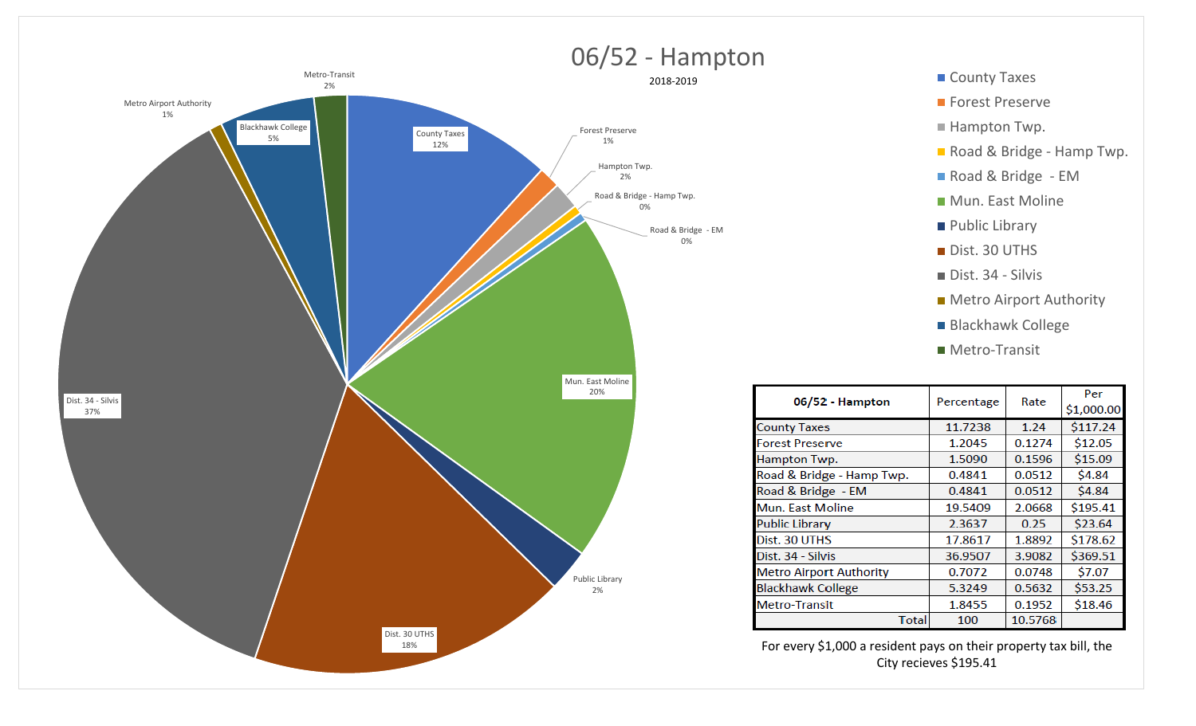# 06/52 - Hampton

2018-2019

| 06/52 - Hampton | Percentage | Rate | Per $1,000.00 |
|---|---|---|---|
| County Taxes | 11.7238 | 1.24 | $117.24 |
| Forest Preserve | 1.2045 | 0.1274 | $12.05 |
| Hampton Twp. | 1.5090 | 0.1596 | $15.09 |
| Road & Bridge - Hamp Twp. | 0.4841 | 0.0512 | $4.84 |
| Road & Bridge - EM | 0.4841 | 0.0512 | $4.84 |
| Mun. East Moline | 19.5409 | 2.0668 | $195.41 |
| Public Library | 2.3637 | 0.25 | $23.64 |
| Dist. 30 UTHS | 17.8617 | 1.8892 | $178.62 |
| Dist. 34 - Silvis | 36.9507 | 3.9082 | $369.51 |
| Metro Airport Authority | 0.7072 | 0.0748 | $7.07 |
| Blackhawk College | 5.3249 | 0.5632 | $53.25 |
| Metro-Transit | 1.8455 | 0.1952 | $18.46 |
| Total | 100 | 10.5768 | |

For every $1,000 a resident pays on their property tax bill, the City recieves $195.41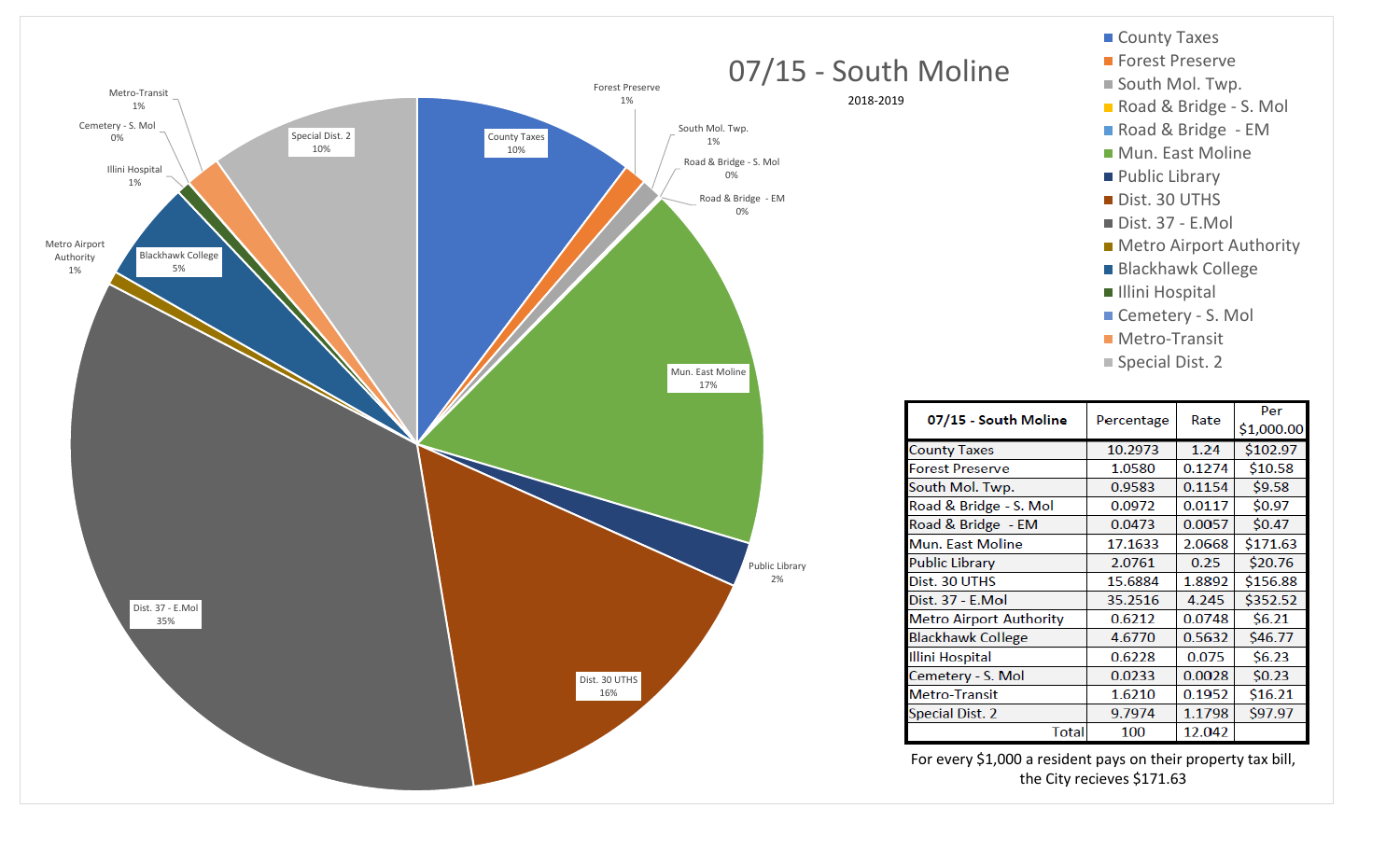# 07/15 - South Moline

2018-2019

County Taxes 10%
Forest Preserve 1%
South Mol. Twp. 1%
Road & Bridge - S. Mol 0%
Road & Bridge - EM 0%
Mun. East Moline 17%
Public Library 2%
Dist. 30 UTHS 16%
Dist. 37 - E.Mol 35%
Metro Airport Authority 1%
Blackhawk College 5%
Illini Hospital 1%
Cemetery - S. Mol 0%
Metro-Transit 1%
Special Dist. 2 10%

County Taxes
Forest Preserve
South Mol. Twp.
Road & Bridge - S. Mol
Road & Bridge - EM
Mun. East Moline
Public Library
Dist. 30 UTHS
Dist. 37 - E.Mol
Metro Airport Authority
Blackhawk College
Illini Hospital
Cemetery - S. Mol
Metro-Transit
Special Dist. 2

| 07/15 - South Moline | Percentage | Rate | Per $1,000.00 |
|---|---|---|---|
| County Taxes | 10.2973 | 1.24 | $102.97 |
| Forest Preserve | 1.0580 | 0.1274 | $10.58 |
| South Mol. Twp. | 0.9583 | 0.1154 | $9.58 |
| Road & Bridge - S. Mol | 0.0972 | 0.0117 | $0.97 |
| Road & Bridge - EM | 0.0473 | 0.0057 | $0.47 |
| Mun. East Moline | 17.1633 | 2.0668 | $171.63 |
| Public Library | 2.0761 | 0.25 | $20.76 |
| Dist. 30 UTHS | 15.6884 | 1.8892 | $156.88 |
| Dist. 37 - E.Mol | 35.2516 | 4.245 | $352.52 |
| Metro Airport Authority | 0.6212 | 0.0748 | $6.21 |
| Blackhawk College | 4.6770 | 0.5632 | $46.77 |
| Illini Hospital | 0.6228 | 0.075 | $6.23 |
| Cemetery - S. Mol | 0.0233 | 0.0028 | $0.23 |
| Metro-Transit | 1.6210 | 0.1952 | $16.21 |
| Special Dist. 2 | 9.7974 | 1.1798 | $97.97 |
| Total | 100 | 12.042 | |

For every $1,000 a resident pays on their property tax bill, the City recieves $171.63